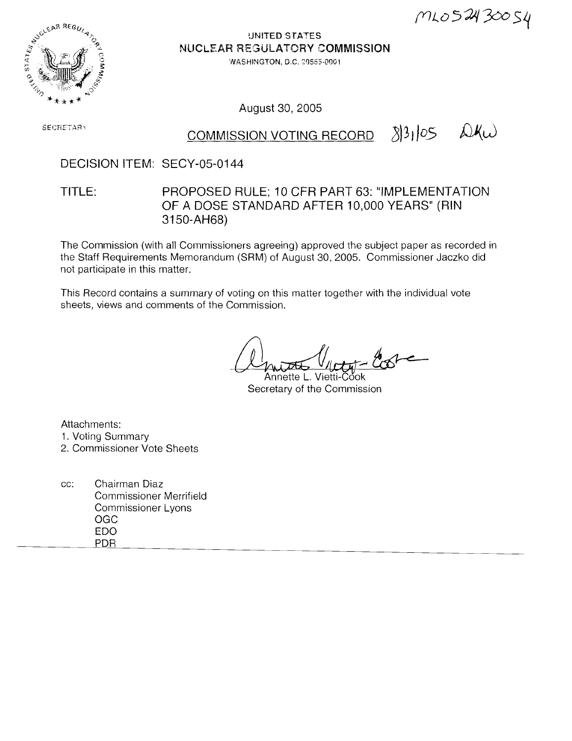ML052430054

UNITED STATES
**NUCLEAR REGULATORY COMMISSION**
WASHINGTON, D.C. 20555-0001

SECRETARY

August 30, 2005

## COMMISSION VOTING RECORD

8/31/05 DKW

DECISION ITEM: SECY-05-0144

TITLE: PROPOSED RULE; 10 CFR PART 63: "IMPLEMENTATION OF A DOSE STANDARD AFTER 10,000 YEARS" (RIN 3150-AH68)

The Commission (with all Commissioners agreeing) approved the subject paper as recorded in the Staff Requirements Memorandum (SRM) of August 30, 2005. Commissioner Jaczko did not participate in this matter.

This Record contains a summary of voting on this matter together with the individual vote sheets, views and comments of the Commission.

Annette L. Vietti-Cook
Secretary of the Commission

Attachments:
1. Voting Summary
2. Commissioner Vote Sheets

cc: Chairman Diaz
Commissioner Merrifield
Commissioner Lyons
OGC
EDO
PDR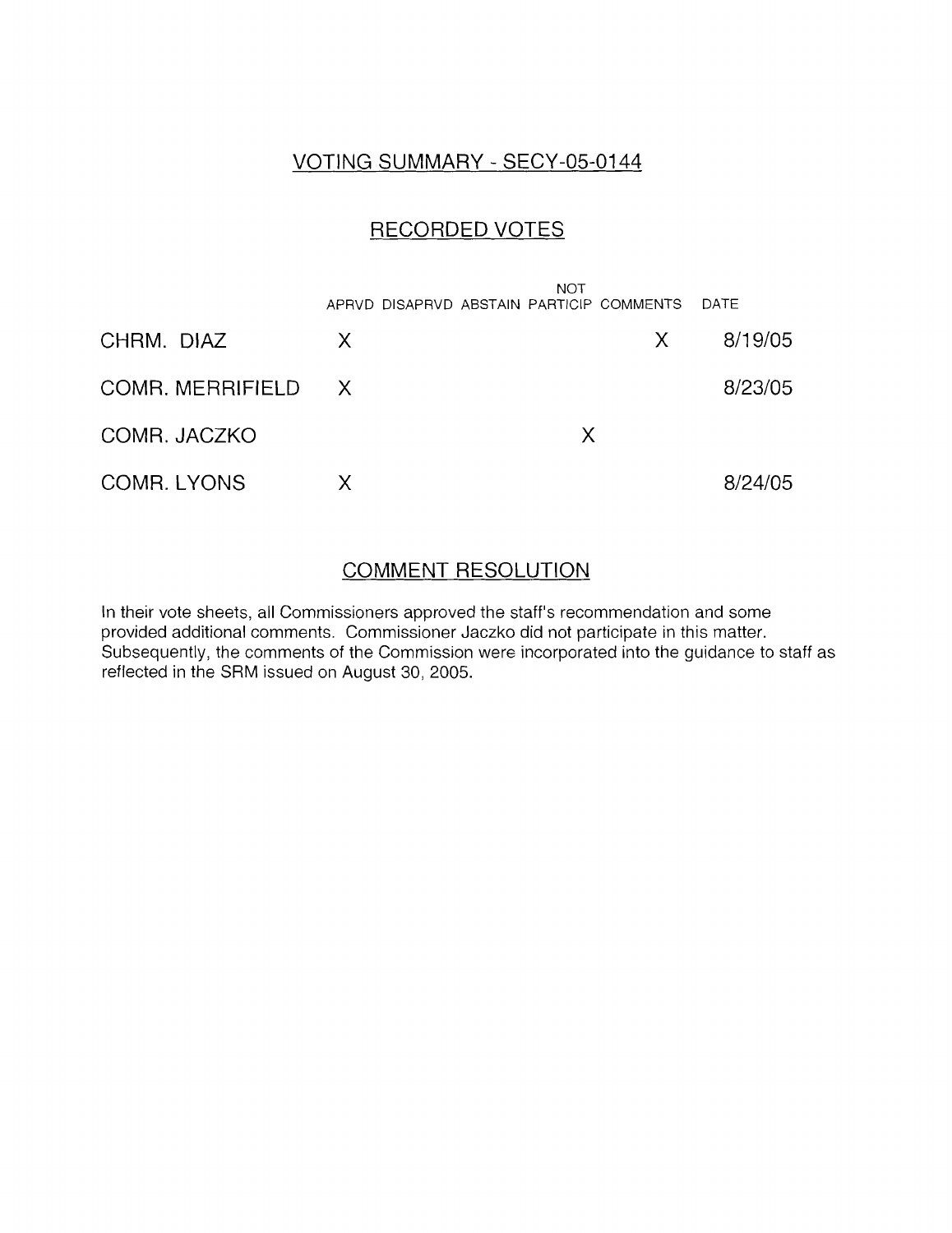# VOTING SUMMARY - SECY-05-0144

## RECORDED VOTES

| | APRVD | DISAPRVD | ABSTAIN | NOT PARTICIP | COMMENTS | DATE |
|---|---|---|---|---|---|---|
| CHRM. DIAZ | X | | | | X | 8/19/05 |
| COMR. MERRIFIELD | X | | | | | 8/23/05 |
| COMR. JACZKO | | | | X | | |
| COMR. LYONS | X | | | | | 8/24/05 |

## COMMENT RESOLUTION

In their vote sheets, all Commissioners approved the staff's recommendation and some provided additional comments. Commissioner Jaczko did not participate in this matter. Subsequently, the comments of the Commission were incorporated into the guidance to staff as reflected in the SRM issued on August 30, 2005.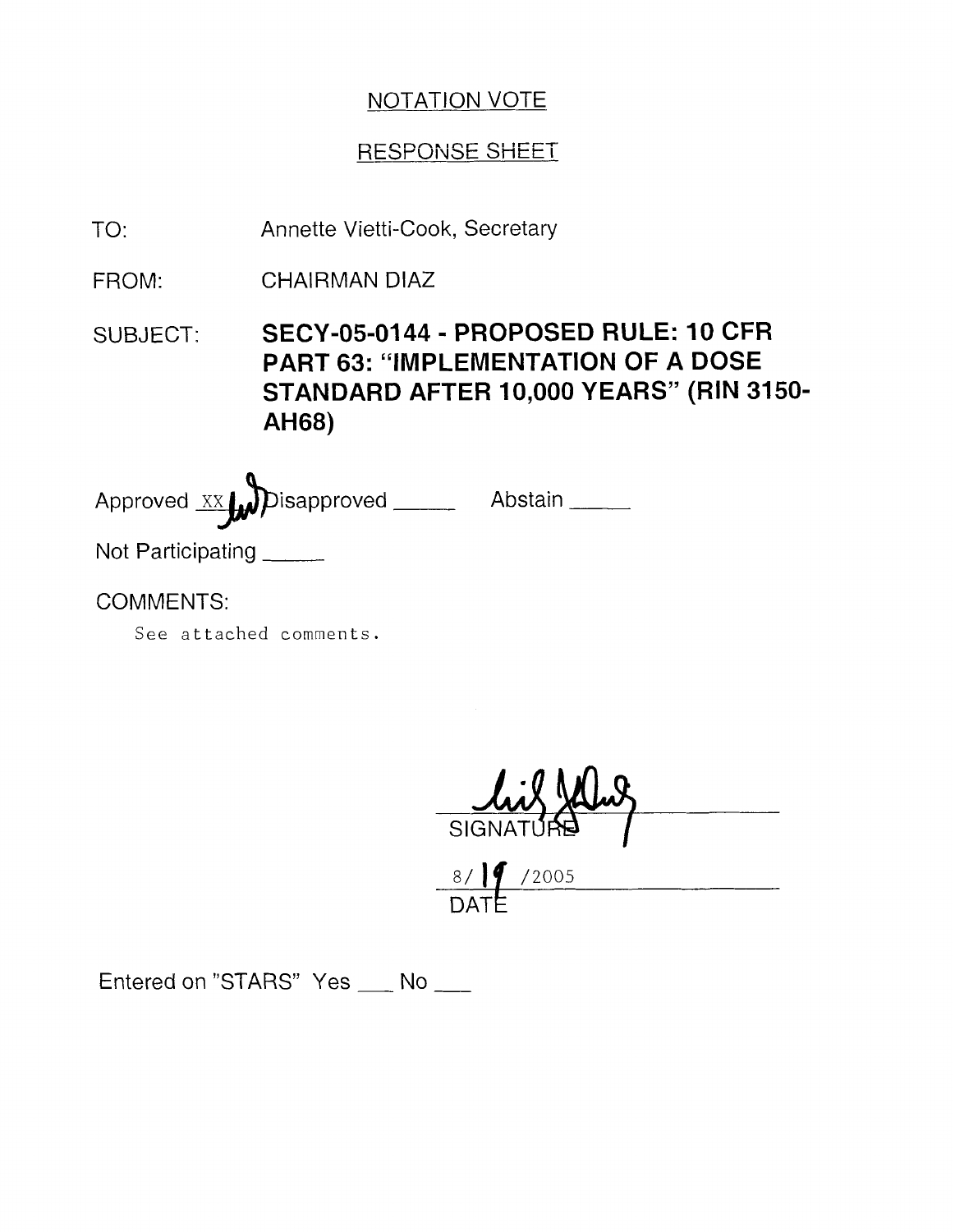## NOTATION VOTE

## RESPONSE SHEET

TO: Annette Vietti-Cook, Secretary

FROM: CHAIRMAN DIAZ

SUBJECT: **SECY-05-0144 - PROPOSED RULE: 10 CFR PART 63: "IMPLEMENTATION OF A DOSE STANDARD AFTER 10,000 YEARS" (RIN 3150-AH68)**

Approved XX Disapproved _____ Abstain _____

Not Participating _____

COMMENTS:

See attached comments.

SIGNATURE

8/19/2005

DATE

Entered on "STARS" Yes ___ No ___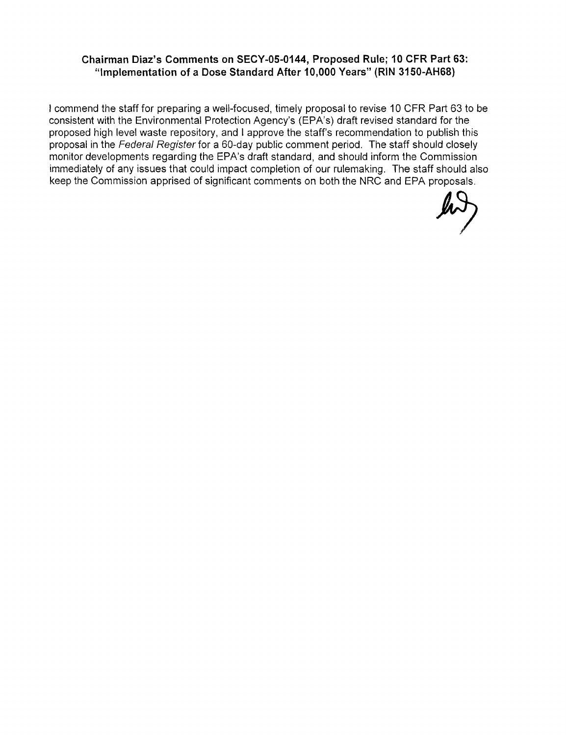**Chairman Diaz's Comments on SECY-05-0144, Proposed Rule; 10 CFR Part 63: "Implementation of a Dose Standard After 10,000 Years" (RIN 3150-AH68)**

I commend the staff for preparing a well-focused, timely proposal to revise 10 CFR Part 63 to be consistent with the Environmental Protection Agency's (EPA's) draft revised standard for the proposed high level waste repository, and I approve the staff's recommendation to publish this proposal in the *Federal Register* for a 60-day public comment period. The staff should closely monitor developments regarding the EPA's draft standard, and should inform the Commission immediately of any issues that could impact completion of our rulemaking. The staff should also keep the Commission apprised of significant comments on both the NRC and EPA proposals.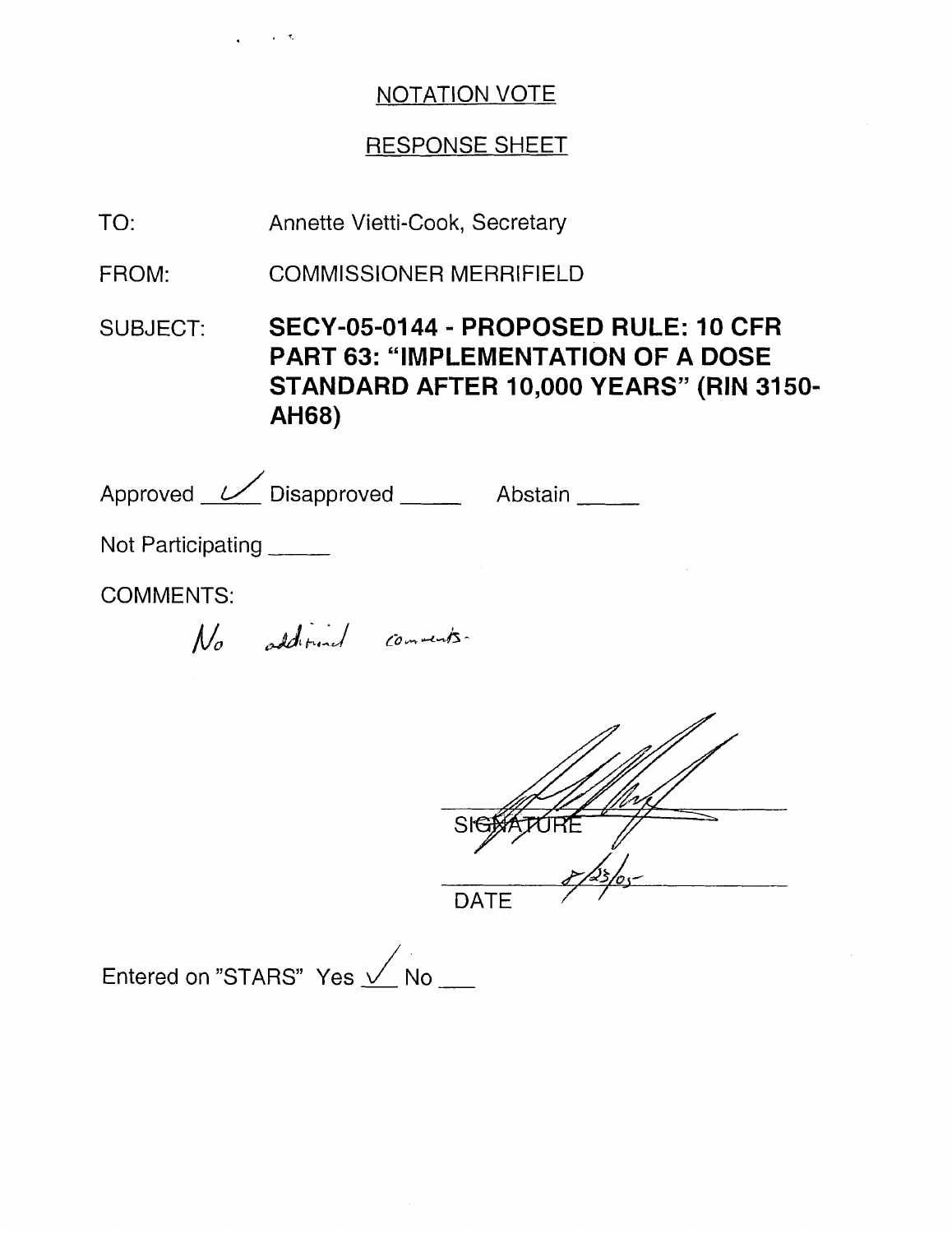NOTATION VOTE

RESPONSE SHEET

TO: Annette Vietti-Cook, Secretary

FROM: COMMISSIONER MERRIFIELD

SUBJECT: **SECY-05-0144 - PROPOSED RULE: 10 CFR PART 63: "IMPLEMENTATION OF A DOSE STANDARD AFTER 10,000 YEARS" (RIN 3150-AH68)**

Approved ✓ Disapproved _____ Abstain _____

Not Participating _____

COMMENTS:

No additional comments.

SIGNATURE

8/23/05

DATE

Entered on "STARS" Yes ✓ No ___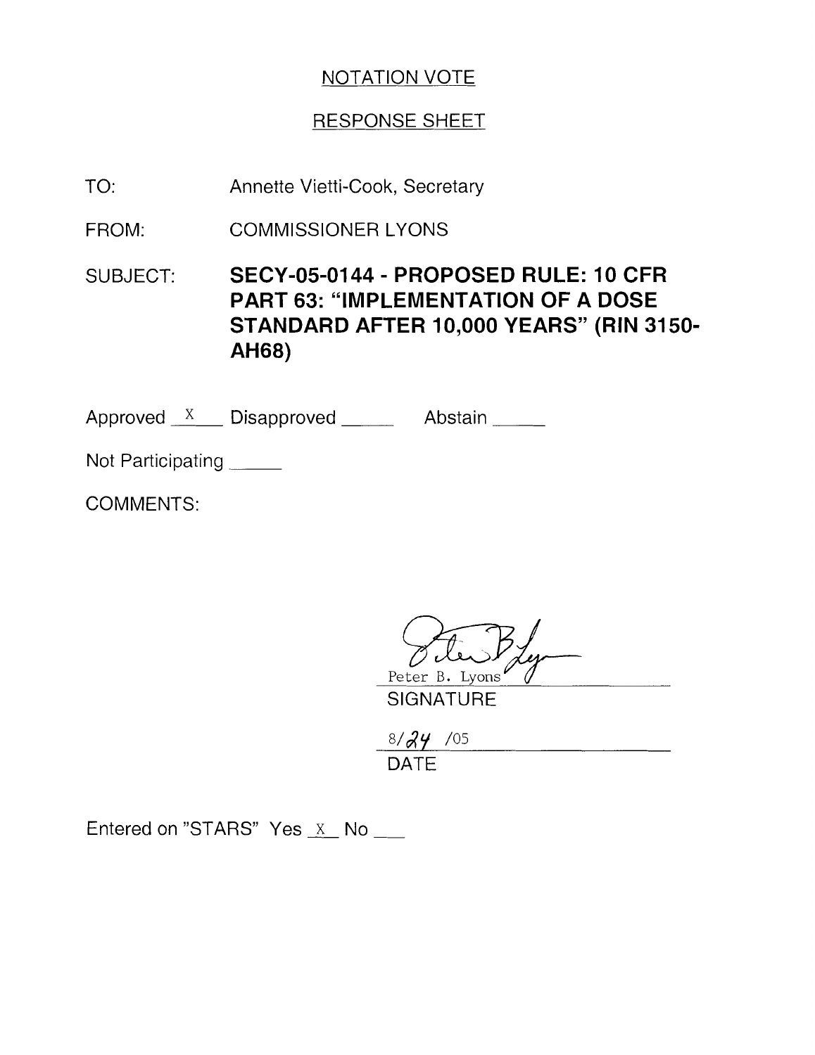NOTATION VOTE

RESPONSE SHEET

TO: Annette Vietti-Cook, Secretary

FROM: COMMISSIONER LYONS

SUBJECT: **SECY-05-0144 - PROPOSED RULE: 10 CFR PART 63: "IMPLEMENTATION OF A DOSE STANDARD AFTER 10,000 YEARS" (RIN 3150-AH68)**

Approved X Disapproved \_\_\_\_\_ Abstain \_\_\_\_\_

Not Participating \_\_\_\_\_

COMMENTS:

Peter B. Lyons

SIGNATURE

8/24 /05

DATE

Entered on "STARS" Yes X No \_\_\_